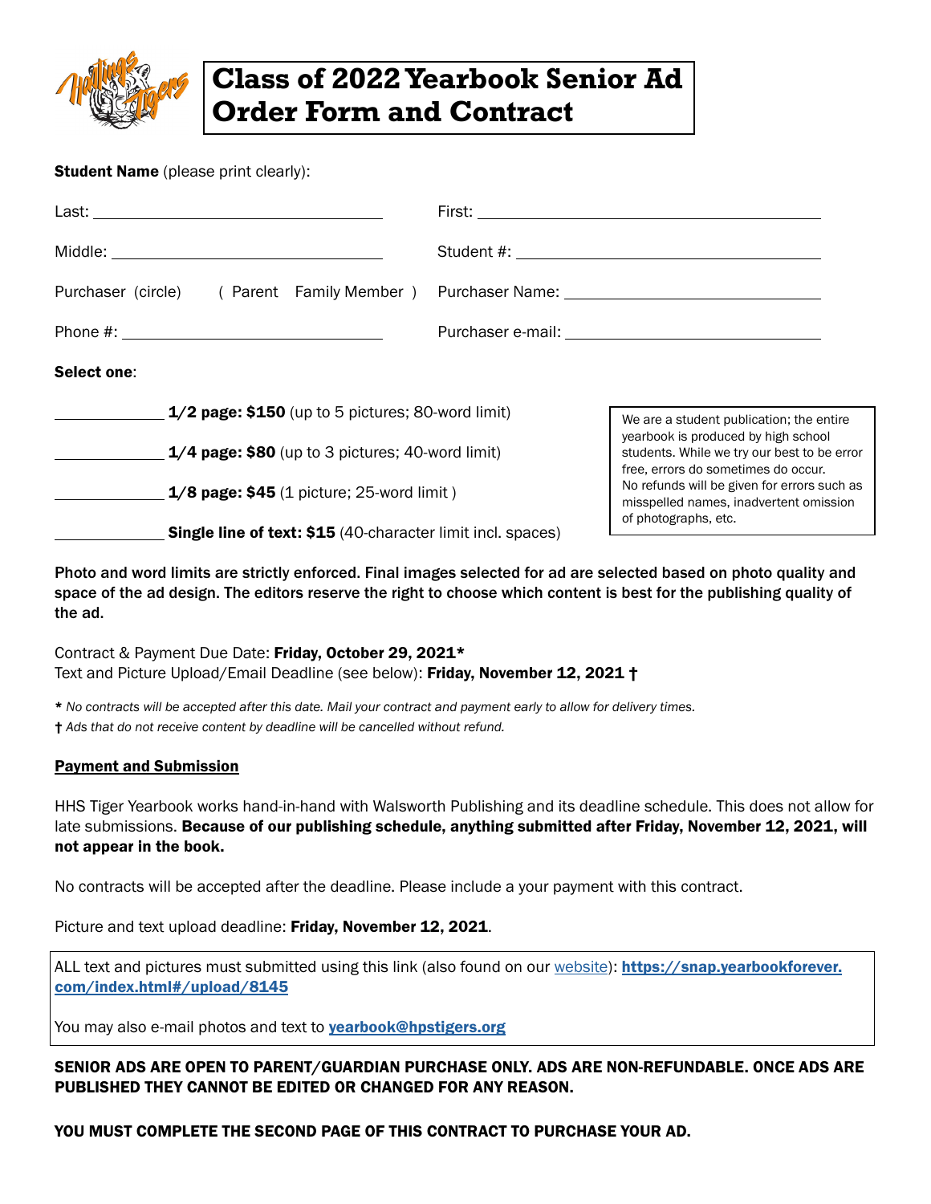# Class of 2022 Yearbook Senior Ad Order Form and Contract

**Student Name** (please print clearly):

Last: ______________________ First: ______________________

Middle: ______________________ Student #: ______________________

Purchaser (circle) ( Parent Family Member ) Purchaser Name: ______________________

Phone #: ______________________ Purchaser e-mail: ______________________

**Select one**:

__________ **1/2 page: $150** (up to 5 pictures; 80-word limit)

__________ **1/4 page: $80** (up to 3 pictures; 40-word limit)

__________ **1/8 page: $45** (1 picture; 25-word limit )

__________ **Single line of text: $15** (40-character limit incl. spaces)

> We are a student publication; the entire yearbook is produced by high school students. While we try our best to be error free, errors do sometimes do occur. No refunds will be given for errors such as misspelled names, inadvertent omission of photographs, etc.

**Photo and word limits are strictly enforced. Final images selected for ad are selected based on photo quality and space of the ad design. The editors reserve the right to choose which content is best for the publishing quality of the ad.**

Contract & Payment Due Date: **Friday, October 29, 2021***
Text and Picture Upload/Email Deadline (see below): **Friday, November 12, 2021 †**

***** *No contracts will be accepted after this date. Mail your contract and payment early to allow for delivery times.*
**†** *Ads that do not receive content by deadline will be cancelled without refund.*

## Payment and Submission

HHS Tiger Yearbook works hand-in-hand with Walsworth Publishing and its deadline schedule. This does not allow for late submissions. **Because of our publishing schedule, anything submitted after Friday, November 12, 2021, will not appear in the book.**

No contracts will be accepted after the deadline. Please include a your payment with this contract.

Picture and text upload deadline: **Friday, November 12, 2021**.

> ALL text and pictures must submitted using this link (also found on our website): **https://snap.yearbookforever.com/index.html#/upload/8145**
>
> You may also e-mail photos and text to **yearbook@hpstigers.org**

**SENIOR ADS ARE OPEN TO PARENT/GUARDIAN PURCHASE ONLY. ADS ARE NON-REFUNDABLE. ONCE ADS ARE PUBLISHED THEY CANNOT BE EDITED OR CHANGED FOR ANY REASON.**

**YOU MUST COMPLETE THE SECOND PAGE OF THIS CONTRACT TO PURCHASE YOUR AD.**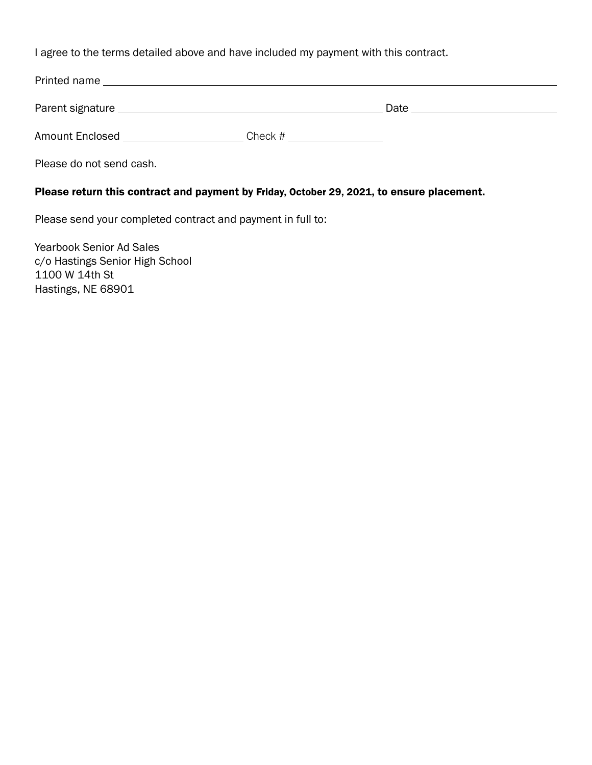I agree to the terms detailed above and have included my payment with this contract.

Printed name ________________________________________________

Parent signature ______________________________ Date ________________

Amount Enclosed ______________ Check # __________

Please do not send cash.

**Please return this contract and payment by Friday, October 29, 2021, to ensure placement.**

Please send your completed contract and payment in full to:

Yearbook Senior Ad Sales
c/o Hastings Senior High School
1100 W 14th St
Hastings, NE 68901